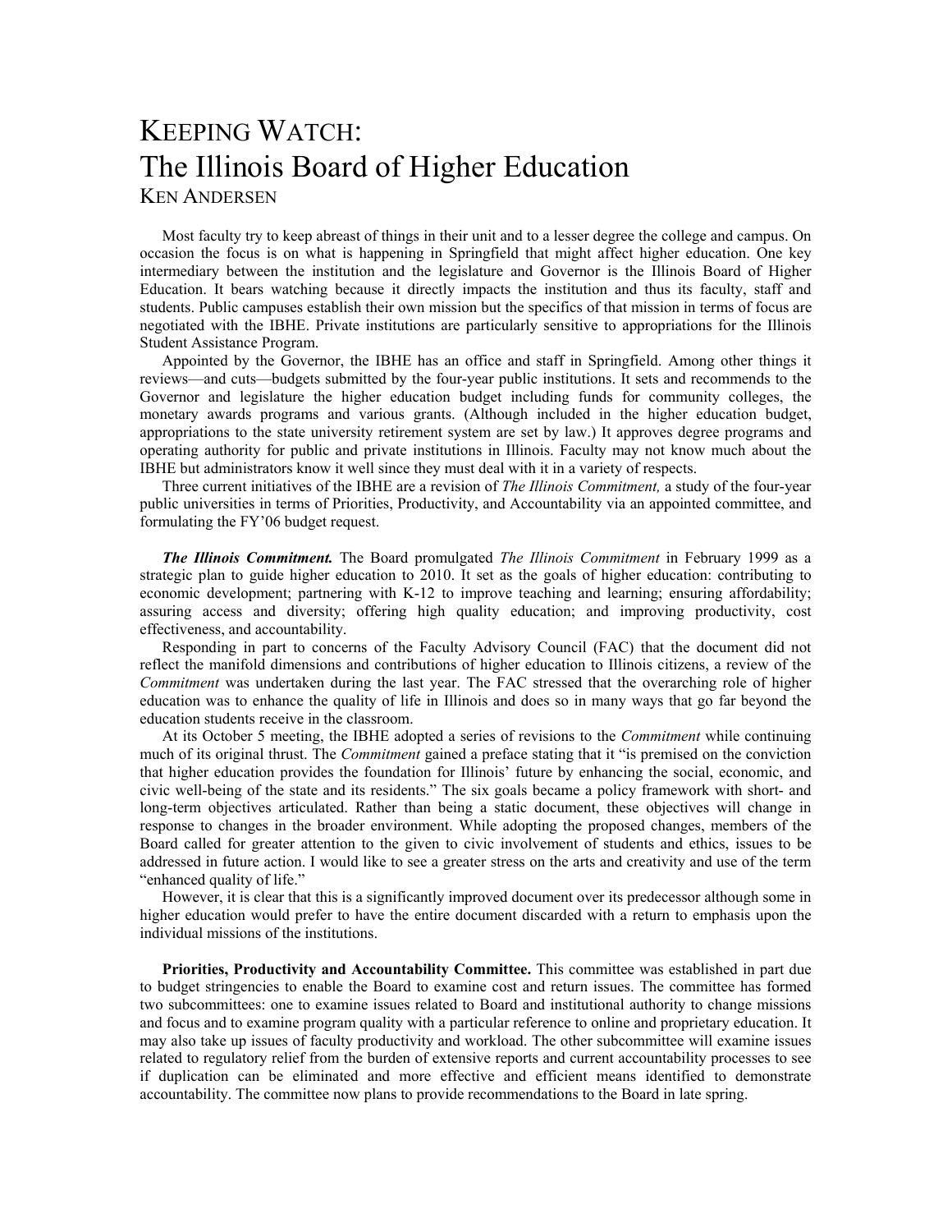# KEEPING WATCH: The Illinois Board of Higher Education

KEN ANDERSEN

Most faculty try to keep abreast of things in their unit and to a lesser degree the college and campus. On occasion the focus is on what is happening in Springfield that might affect higher education. One key intermediary between the institution and the legislature and Governor is the Illinois Board of Higher Education. It bears watching because it directly impacts the institution and thus its faculty, staff and students. Public campuses establish their own mission but the specifics of that mission in terms of focus are negotiated with the IBHE. Private institutions are particularly sensitive to appropriations for the Illinois Student Assistance Program.

Appointed by the Governor, the IBHE has an office and staff in Springfield. Among other things it reviews—and cuts—budgets submitted by the four-year public institutions. It sets and recommends to the Governor and legislature the higher education budget including funds for community colleges, the monetary awards programs and various grants. (Although included in the higher education budget, appropriations to the state university retirement system are set by law.) It approves degree programs and operating authority for public and private institutions in Illinois. Faculty may not know much about the IBHE but administrators know it well since they must deal with it in a variety of respects.

Three current initiatives of the IBHE are a revision of *The Illinois Commitment,* a study of the four-year public universities in terms of Priorities, Productivity, and Accountability via an appointed committee, and formulating the FY'06 budget request.

***The Illinois Commitment.*** The Board promulgated *The Illinois Commitment* in February 1999 as a strategic plan to guide higher education to 2010. It set as the goals of higher education: contributing to economic development; partnering with K-12 to improve teaching and learning; ensuring affordability; assuring access and diversity; offering high quality education; and improving productivity, cost effectiveness, and accountability.

Responding in part to concerns of the Faculty Advisory Council (FAC) that the document did not reflect the manifold dimensions and contributions of higher education to Illinois citizens, a review of the *Commitment* was undertaken during the last year. The FAC stressed that the overarching role of higher education was to enhance the quality of life in Illinois and does so in many ways that go far beyond the education students receive in the classroom.

At its October 5 meeting, the IBHE adopted a series of revisions to the *Commitment* while continuing much of its original thrust. The *Commitment* gained a preface stating that it "is premised on the conviction that higher education provides the foundation for Illinois' future by enhancing the social, economic, and civic well-being of the state and its residents." The six goals became a policy framework with short- and long-term objectives articulated. Rather than being a static document, these objectives will change in response to changes in the broader environment. While adopting the proposed changes, members of the Board called for greater attention to the given to civic involvement of students and ethics, issues to be addressed in future action. I would like to see a greater stress on the arts and creativity and use of the term "enhanced quality of life."

However, it is clear that this is a significantly improved document over its predecessor although some in higher education would prefer to have the entire document discarded with a return to emphasis upon the individual missions of the institutions.

**Priorities, Productivity and Accountability Committee.** This committee was established in part due to budget stringencies to enable the Board to examine cost and return issues. The committee has formed two subcommittees: one to examine issues related to Board and institutional authority to change missions and focus and to examine program quality with a particular reference to online and proprietary education. It may also take up issues of faculty productivity and workload. The other subcommittee will examine issues related to regulatory relief from the burden of extensive reports and current accountability processes to see if duplication can be eliminated and more effective and efficient means identified to demonstrate accountability. The committee now plans to provide recommendations to the Board in late spring.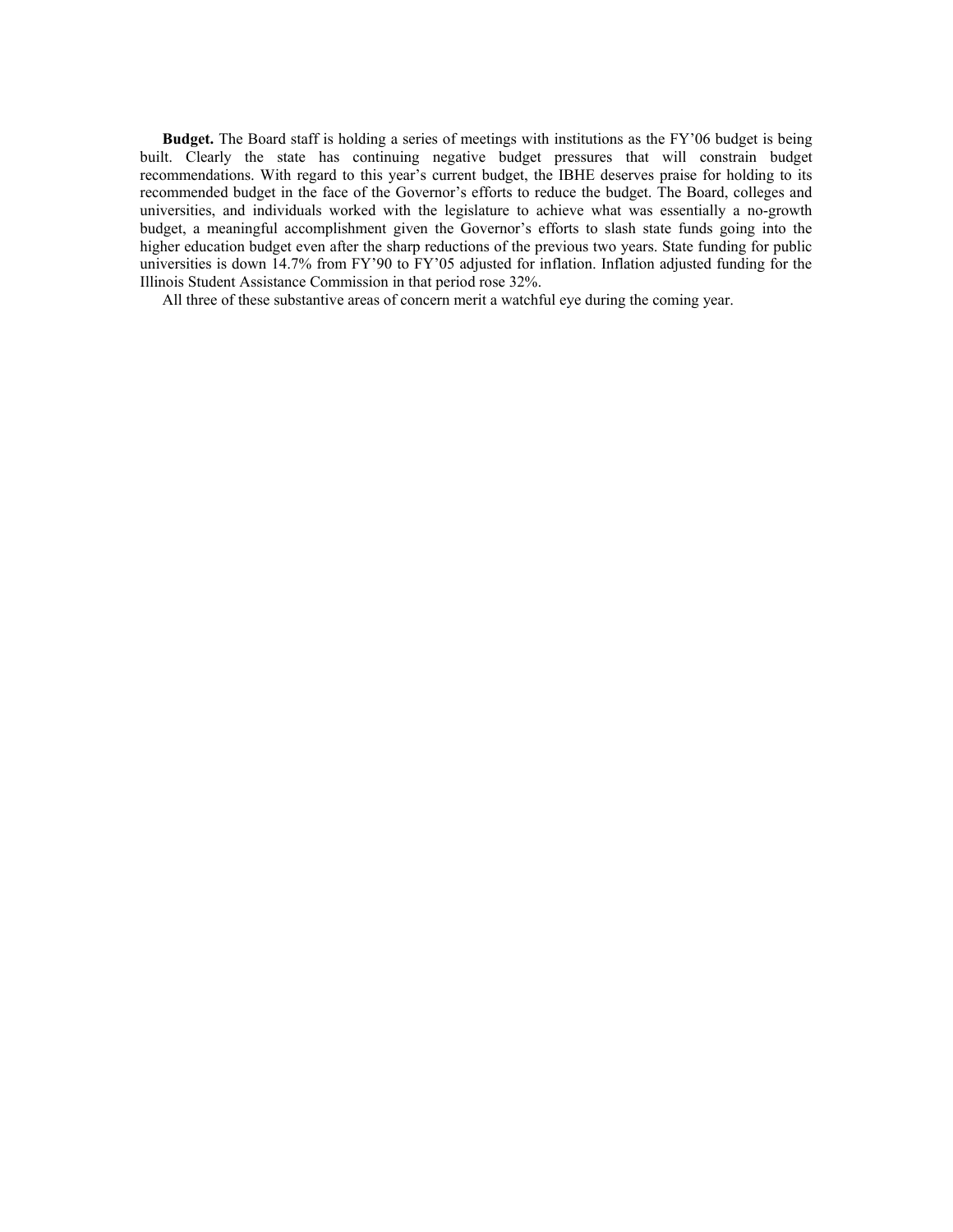**Budget.** The Board staff is holding a series of meetings with institutions as the FY'06 budget is being built. Clearly the state has continuing negative budget pressures that will constrain budget recommendations. With regard to this year's current budget, the IBHE deserves praise for holding to its recommended budget in the face of the Governor's efforts to reduce the budget. The Board, colleges and universities, and individuals worked with the legislature to achieve what was essentially a no-growth budget, a meaningful accomplishment given the Governor's efforts to slash state funds going into the higher education budget even after the sharp reductions of the previous two years. State funding for public universities is down 14.7% from FY'90 to FY'05 adjusted for inflation. Inflation adjusted funding for the Illinois Student Assistance Commission in that period rose 32%.

All three of these substantive areas of concern merit a watchful eye during the coming year.